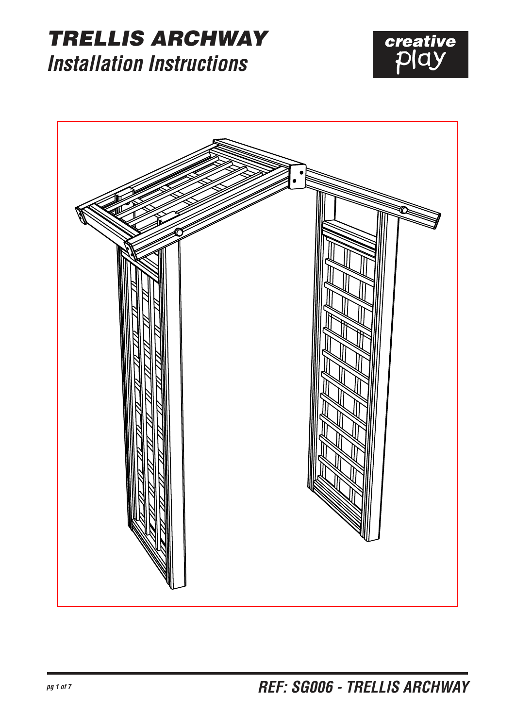# TRELLIS ARCHWAY

## *Installation Instructions*

creative play

**REF: SG006 - TRELLIS ARCHWAY**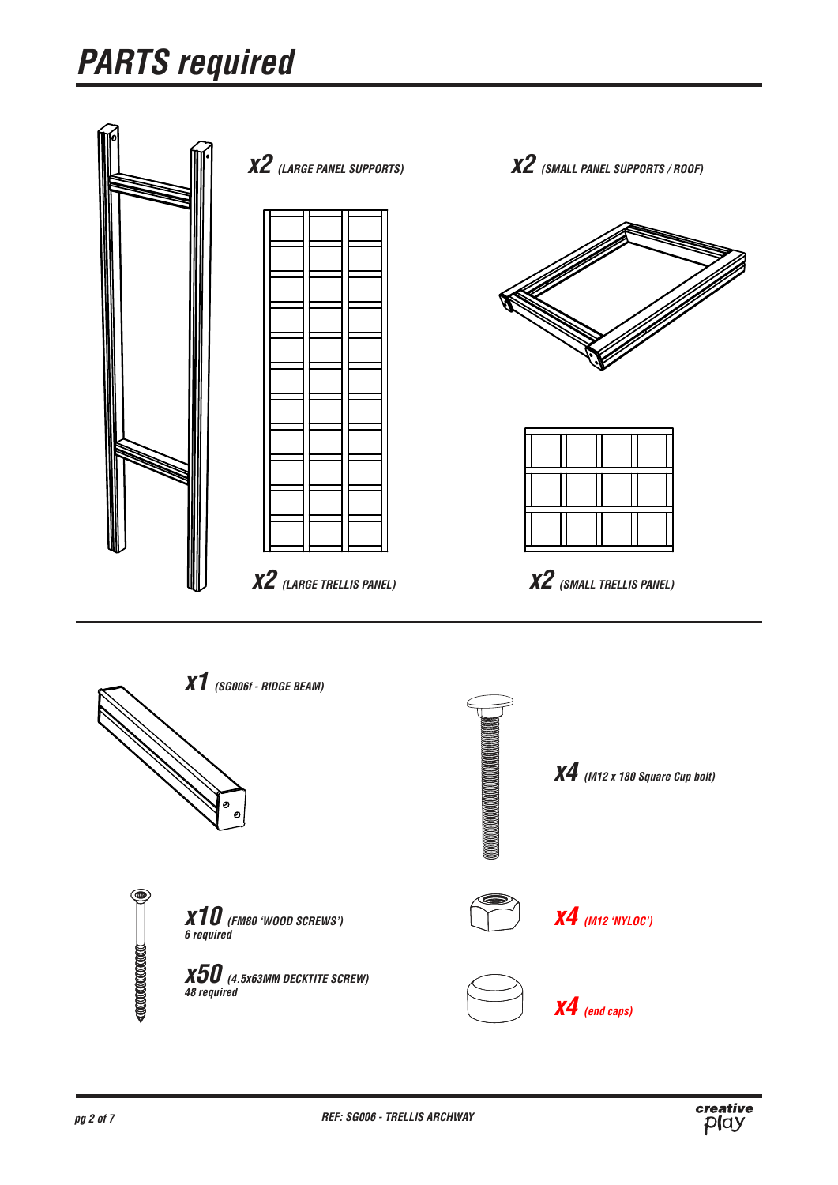# *PARTS required*

***x2*** *(LARGE PANEL SUPPORTS)*

***x2*** *(SMALL PANEL SUPPORTS / ROOF)*

***x2*** *(LARGE TRELLIS PANEL)*

***x2*** *(SMALL TRELLIS PANEL)*

***x1*** *(SG006f - RIDGE BEAM)*

***x4*** *(M12 x 180 Square Cup bolt)*

***x10*** *(FM80 'WOOD SCREWS')*
*6 required*

***x50*** *(4.5x63MM DECKTITE SCREW)*
*48 required*

***x4*** *(M12 'NYLOC')*

***x4*** *(end caps)*

*REF: SG006 - TRELLIS ARCHWAY*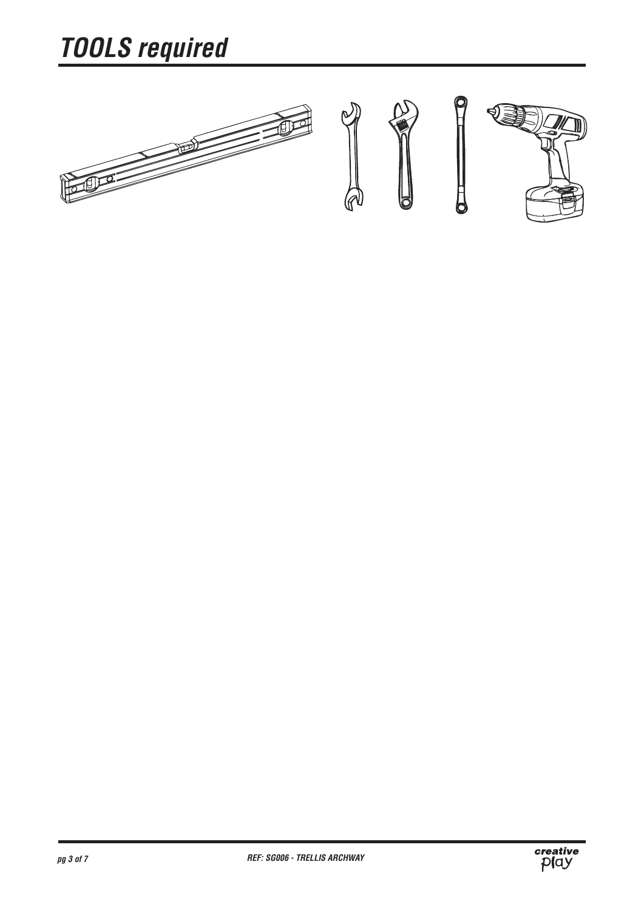# *TOOLS required*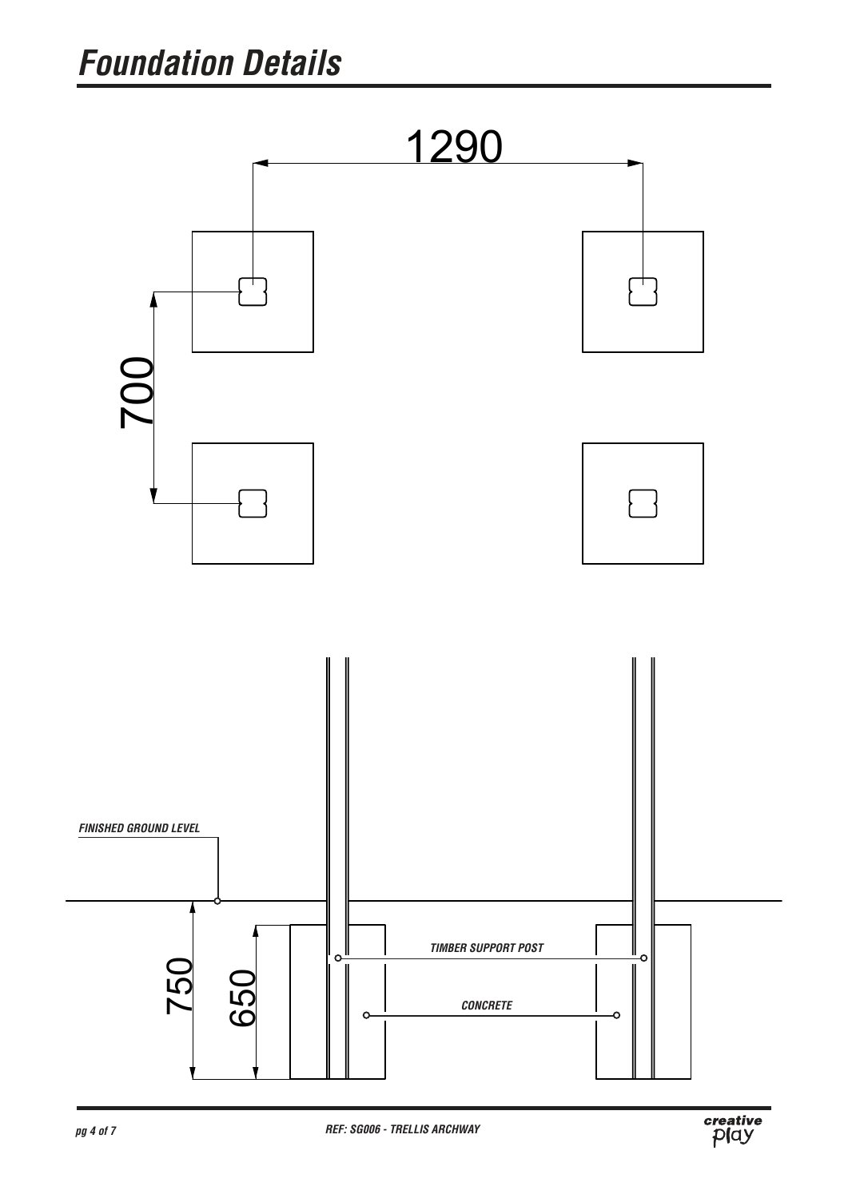# Foundation Details

1290

700

FINISHED GROUND LEVEL

750

650

TIMBER SUPPORT POST

CONCRETE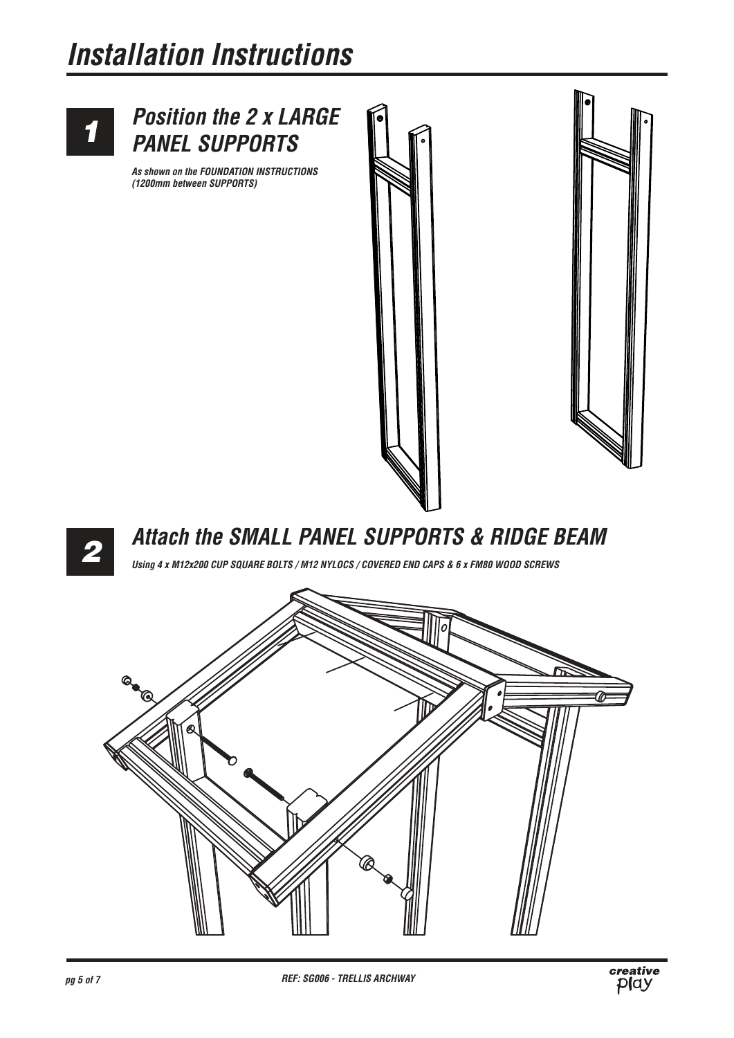# Installation Instructions

## 1 Position the 2 x LARGE PANEL SUPPORTS

***As shown on the FOUNDATION INSTRUCTIONS (1200mm between SUPPORTS)***

## 2 Attach the SMALL PANEL SUPPORTS & RIDGE BEAM

***Using 4 x M12x200 CUP SQUARE BOLTS / M12 NYLOCS / COVERED END CAPS & 6 x FM80 WOOD SCREWS***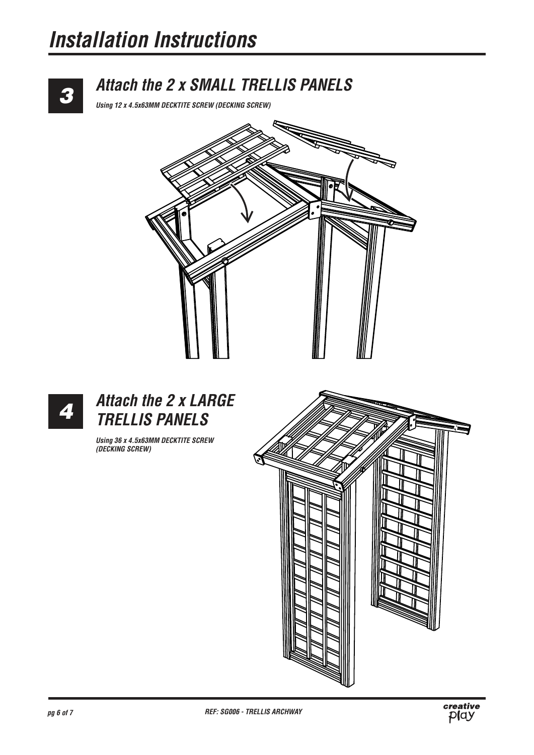# Installation Instructions

## 3 Attach the 2 x SMALL TRELLIS PANELS

***Using 12 x 4.5x63MM DECKTITE SCREW (DECKING SCREW)***

## 4 Attach the 2 x LARGE TRELLIS PANELS

***Using 36 x 4.5x63MM DECKTITE SCREW (DECKING SCREW)***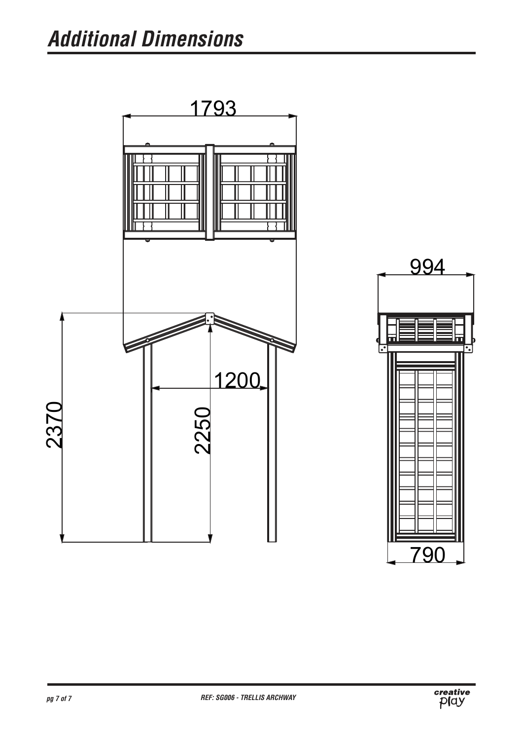# Additional Dimensions

1793

994

1200

2370

2250

790